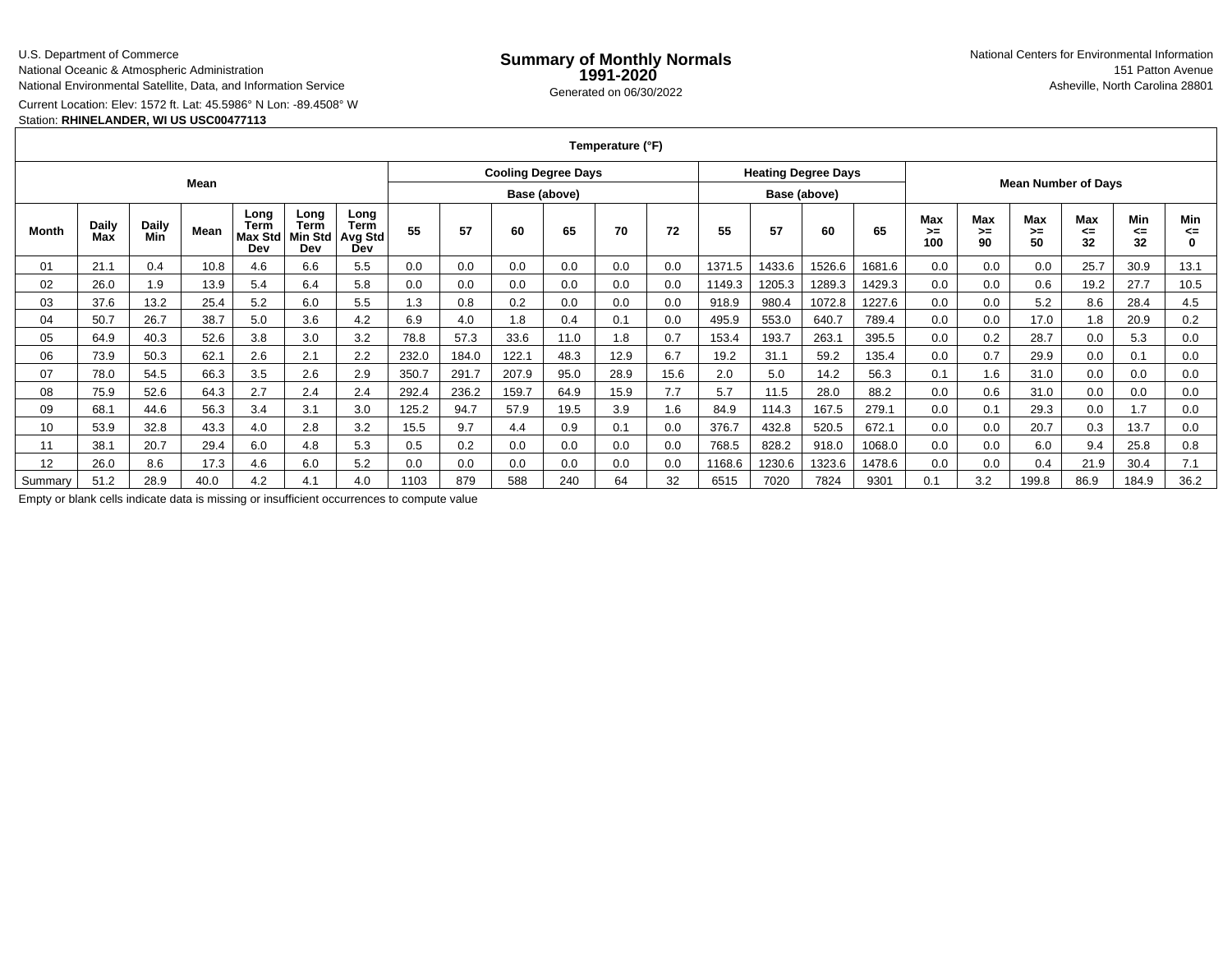U.S. Department of Commerce
National Oceanic & Atmospheric Administration
National Environmental Satellite, Data, and Information Service

# Summary of Monthly Normals 1991-2020

Generated on 06/30/2022

National Centers for Environmental Information
151 Patton Avenue
Asheville, North Carolina 28801

Current Location: Elev: 1572 ft. Lat: 45.5986° N Lon: -89.4508° W
Station: **RHINELANDER, WI US USC00477113**

| Temperature (°F) | | | | | | | | | | | | | | | | | | | | | | | | |
|---|---|---|---|---|---|---|---|---|---|---|---|---|---|---|---|---|---|---|---|---|---|---|---|---|
| Mean | | | | | | | Cooling Degree Days Base (above) | | | | | | Heating Degree Days Base (above) | | | | Mean Number of Days | | | | | |
| Month | Daily Max | Daily Min | Mean | Long Term Max Std Dev | Long Term Min Std Dev | Long Term Avg Std Dev | 55 | 57 | 60 | 65 | 70 | 72 | 55 | 57 | 60 | 65 | Max >= 100 | Max >= 90 | Max >= 50 | Max <= 32 | Min <= 32 | Min <= 0 |
| 01 | 21.1 | 0.4 | 10.8 | 4.6 | 6.6 | 5.5 | 0.0 | 0.0 | 0.0 | 0.0 | 0.0 | 0.0 | 1371.5 | 1433.6 | 1526.6 | 1681.6 | 0.0 | 0.0 | 0.0 | 25.7 | 30.9 | 13.1 |
| 02 | 26.0 | 1.9 | 13.9 | 5.4 | 6.4 | 5.8 | 0.0 | 0.0 | 0.0 | 0.0 | 0.0 | 0.0 | 1149.3 | 1205.3 | 1289.3 | 1429.3 | 0.0 | 0.0 | 0.6 | 19.2 | 27.7 | 10.5 |
| 03 | 37.6 | 13.2 | 25.4 | 5.2 | 6.0 | 5.5 | 1.3 | 0.8 | 0.2 | 0.0 | 0.0 | 0.0 | 918.9 | 980.4 | 1072.8 | 1227.6 | 0.0 | 0.0 | 5.2 | 8.6 | 28.4 | 4.5 |
| 04 | 50.7 | 26.7 | 38.7 | 5.0 | 3.6 | 4.2 | 6.9 | 4.0 | 1.8 | 0.4 | 0.1 | 0.0 | 495.9 | 553.0 | 640.7 | 789.4 | 0.0 | 0.0 | 17.0 | 1.8 | 20.9 | 0.2 |
| 05 | 64.9 | 40.3 | 52.6 | 3.8 | 3.0 | 3.2 | 78.8 | 57.3 | 33.6 | 11.0 | 1.8 | 0.7 | 153.4 | 193.7 | 263.1 | 395.5 | 0.0 | 0.2 | 28.7 | 0.0 | 5.3 | 0.0 |
| 06 | 73.9 | 50.3 | 62.1 | 2.6 | 2.1 | 2.2 | 232.0 | 184.0 | 122.1 | 48.3 | 12.9 | 6.7 | 19.2 | 31.1 | 59.2 | 135.4 | 0.0 | 0.7 | 29.9 | 0.0 | 0.1 | 0.0 |
| 07 | 78.0 | 54.5 | 66.3 | 3.5 | 2.6 | 2.9 | 350.7 | 291.7 | 207.9 | 95.0 | 28.9 | 15.6 | 2.0 | 5.0 | 14.2 | 56.3 | 0.1 | 1.6 | 31.0 | 0.0 | 0.0 | 0.0 |
| 08 | 75.9 | 52.6 | 64.3 | 2.7 | 2.4 | 2.4 | 292.4 | 236.2 | 159.7 | 64.9 | 15.9 | 7.7 | 5.7 | 11.5 | 28.0 | 88.2 | 0.0 | 0.6 | 31.0 | 0.0 | 0.0 | 0.0 |
| 09 | 68.1 | 44.6 | 56.3 | 3.4 | 3.1 | 3.0 | 125.2 | 94.7 | 57.9 | 19.5 | 3.9 | 1.6 | 84.9 | 114.3 | 167.5 | 279.1 | 0.0 | 0.1 | 29.3 | 0.0 | 1.7 | 0.0 |
| 10 | 53.9 | 32.8 | 43.3 | 4.0 | 2.8 | 3.2 | 15.5 | 9.7 | 4.4 | 0.9 | 0.1 | 0.0 | 376.7 | 432.8 | 520.5 | 672.1 | 0.0 | 0.0 | 20.7 | 0.3 | 13.7 | 0.0 |
| 11 | 38.1 | 20.7 | 29.4 | 6.0 | 4.8 | 5.3 | 0.5 | 0.2 | 0.0 | 0.0 | 0.0 | 0.0 | 768.5 | 828.2 | 918.0 | 1068.0 | 0.0 | 0.0 | 6.0 | 9.4 | 25.8 | 0.8 |
| 12 | 26.0 | 8.6 | 17.3 | 4.6 | 6.0 | 5.2 | 0.0 | 0.0 | 0.0 | 0.0 | 0.0 | 0.0 | 1168.6 | 1230.6 | 1323.6 | 1478.6 | 0.0 | 0.0 | 0.4 | 21.9 | 30.4 | 7.1 |
| Summary | 51.2 | 28.9 | 40.0 | 4.2 | 4.1 | 4.0 | 1103 | 879 | 588 | 240 | 64 | 32 | 6515 | 7020 | 7824 | 9301 | 0.1 | 3.2 | 199.8 | 86.9 | 184.9 | 36.2 |

Empty or blank cells indicate data is missing or insufficient occurrences to compute value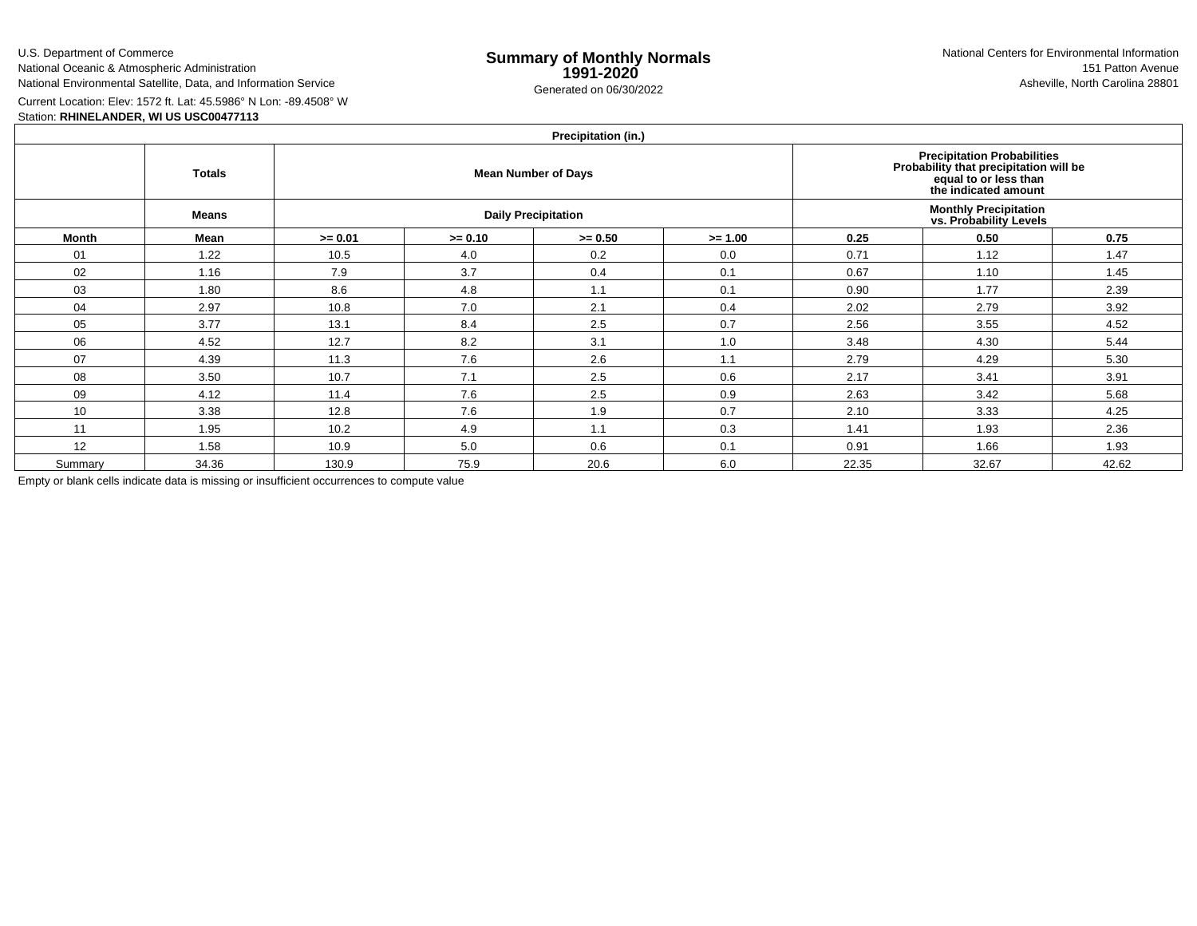U.S. Department of Commerce
National Oceanic & Atmospheric Administration
National Environmental Satellite, Data, and Information Service

# Summary of Monthly Normals 1991-2020

Generated on 06/30/2022

National Centers for Environmental Information
151 Patton Avenue
Asheville, North Carolina 28801

Current Location: Elev: 1572 ft. Lat: 45.5986° N Lon: -89.4508° W
Station: **RHINELANDER, WI US USC00477113**

| Precipitation (in.) | | | | | | | | |
|---|---|---|---|---|---|---|---|---|
| | **Totals** | **Mean Number of Days** | | | | **Precipitation Probabilities Probability that precipitation will be equal to or less than the indicated amount** | | |
| | **Means** | **Daily Precipitation** | | | | **Monthly Precipitation vs. Probability Levels** | | |
| **Month** | **Mean** | **>= 0.01** | **>= 0.10** | **>= 0.50** | **>= 1.00** | **0.25** | **0.50** | **0.75** |
| 01 | 1.22 | 10.5 | 4.0 | 0.2 | 0.0 | 0.71 | 1.12 | 1.47 |
| 02 | 1.16 | 7.9 | 3.7 | 0.4 | 0.1 | 0.67 | 1.10 | 1.45 |
| 03 | 1.80 | 8.6 | 4.8 | 1.1 | 0.1 | 0.90 | 1.77 | 2.39 |
| 04 | 2.97 | 10.8 | 7.0 | 2.1 | 0.4 | 2.02 | 2.79 | 3.92 |
| 05 | 3.77 | 13.1 | 8.4 | 2.5 | 0.7 | 2.56 | 3.55 | 4.52 |
| 06 | 4.52 | 12.7 | 8.2 | 3.1 | 1.0 | 3.48 | 4.30 | 5.44 |
| 07 | 4.39 | 11.3 | 7.6 | 2.6 | 1.1 | 2.79 | 4.29 | 5.30 |
| 08 | 3.50 | 10.7 | 7.1 | 2.5 | 0.6 | 2.17 | 3.41 | 3.91 |
| 09 | 4.12 | 11.4 | 7.6 | 2.5 | 0.9 | 2.63 | 3.42 | 5.68 |
| 10 | 3.38 | 12.8 | 7.6 | 1.9 | 0.7 | 2.10 | 3.33 | 4.25 |
| 11 | 1.95 | 10.2 | 4.9 | 1.1 | 0.3 | 1.41 | 1.93 | 2.36 |
| 12 | 1.58 | 10.9 | 5.0 | 0.6 | 0.1 | 0.91 | 1.66 | 1.93 |
| Summary | 34.36 | 130.9 | 75.9 | 20.6 | 6.0 | 22.35 | 32.67 | 42.62 |

Empty or blank cells indicate data is missing or insufficient occurrences to compute value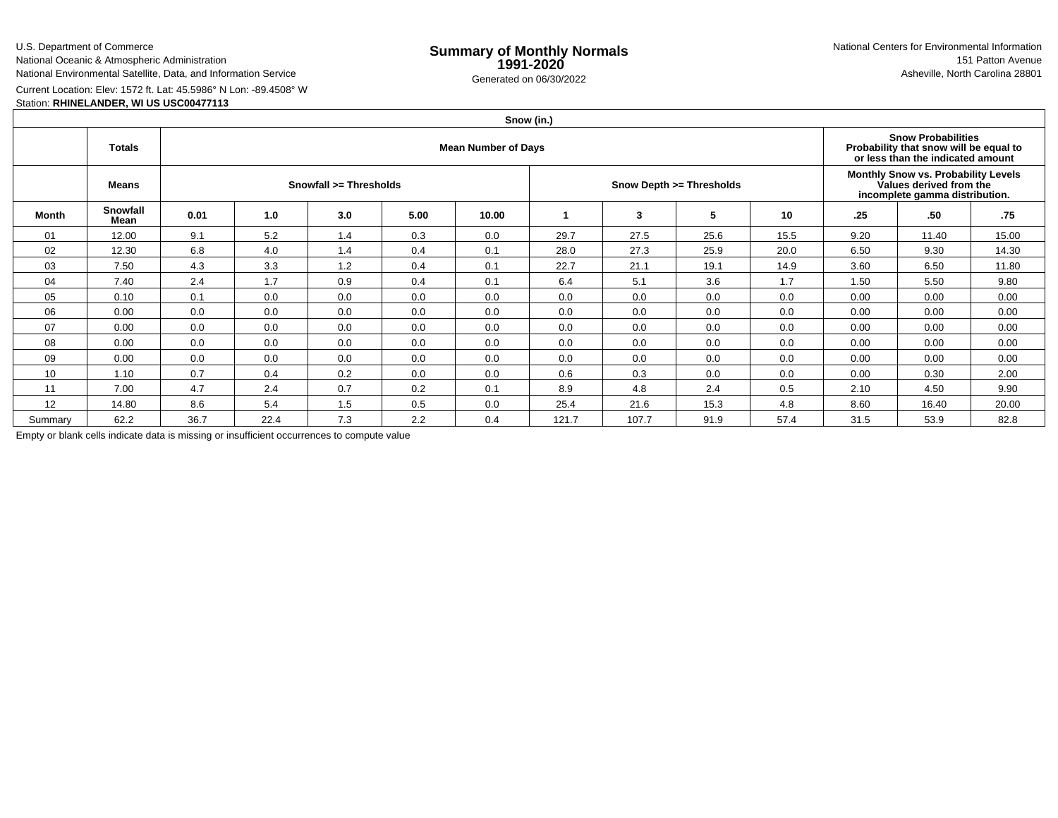U.S. Department of Commerce
National Oceanic & Atmospheric Administration
National Environmental Satellite, Data, and Information Service

# Summary of Monthly Normals
## 1991-2020

Generated on 06/30/2022

National Centers for Environmental Information
151 Patton Avenue
Asheville, North Carolina 28801

Current Location: Elev: 1572 ft. Lat: 45.5986° N Lon: -89.4508° W
Station: **RHINELANDER, WI US USC00477113**

| Snow (in.) | | | | | | | | | | | | |
|---|---|---|---|---|---|---|---|---|---|---|---|---|
| | **Totals** | **Mean Number of Days** | | | | | | | | **Snow Probabilities Probability that snow will be equal to or less than the indicated amount** | | |
| | **Means** | **Snowfall >= Thresholds** | | | | | **Snow Depth >= Thresholds** | | | **Monthly Snow vs. Probability Levels Values derived from the incomplete gamma distribution.** | | |
| **Month** | **Snowfall Mean** | **0.01** | **1.0** | **3.0** | **5.00** | **10.00** | **1** | **3** | **5** | **10** | **.25** | **.50** | **.75** |
| 01 | 12.00 | 9.1 | 5.2 | 1.4 | 0.3 | 0.0 | 29.7 | 27.5 | 25.6 | 15.5 | 9.20 | 11.40 | 15.00 |
| 02 | 12.30 | 6.8 | 4.0 | 1.4 | 0.4 | 0.1 | 28.0 | 27.3 | 25.9 | 20.0 | 6.50 | 9.30 | 14.30 |
| 03 | 7.50 | 4.3 | 3.3 | 1.2 | 0.4 | 0.1 | 22.7 | 21.1 | 19.1 | 14.9 | 3.60 | 6.50 | 11.80 |
| 04 | 7.40 | 2.4 | 1.7 | 0.9 | 0.4 | 0.1 | 6.4 | 5.1 | 3.6 | 1.7 | 1.50 | 5.50 | 9.80 |
| 05 | 0.10 | 0.1 | 0.0 | 0.0 | 0.0 | 0.0 | 0.0 | 0.0 | 0.0 | 0.0 | 0.00 | 0.00 | 0.00 |
| 06 | 0.00 | 0.0 | 0.0 | 0.0 | 0.0 | 0.0 | 0.0 | 0.0 | 0.0 | 0.0 | 0.00 | 0.00 | 0.00 |
| 07 | 0.00 | 0.0 | 0.0 | 0.0 | 0.0 | 0.0 | 0.0 | 0.0 | 0.0 | 0.0 | 0.00 | 0.00 | 0.00 |
| 08 | 0.00 | 0.0 | 0.0 | 0.0 | 0.0 | 0.0 | 0.0 | 0.0 | 0.0 | 0.0 | 0.00 | 0.00 | 0.00 |
| 09 | 0.00 | 0.0 | 0.0 | 0.0 | 0.0 | 0.0 | 0.0 | 0.0 | 0.0 | 0.0 | 0.00 | 0.00 | 0.00 |
| 10 | 1.10 | 0.7 | 0.4 | 0.2 | 0.0 | 0.0 | 0.6 | 0.3 | 0.0 | 0.0 | 0.00 | 0.30 | 2.00 |
| 11 | 7.00 | 4.7 | 2.4 | 0.7 | 0.2 | 0.1 | 8.9 | 4.8 | 2.4 | 0.5 | 2.10 | 4.50 | 9.90 |
| 12 | 14.80 | 8.6 | 5.4 | 1.5 | 0.5 | 0.0 | 25.4 | 21.6 | 15.3 | 4.8 | 8.60 | 16.40 | 20.00 |
| Summary | 62.2 | 36.7 | 22.4 | 7.3 | 2.2 | 0.4 | 121.7 | 107.7 | 91.9 | 57.4 | 31.5 | 53.9 | 82.8 |

Empty or blank cells indicate data is missing or insufficient occurrences to compute value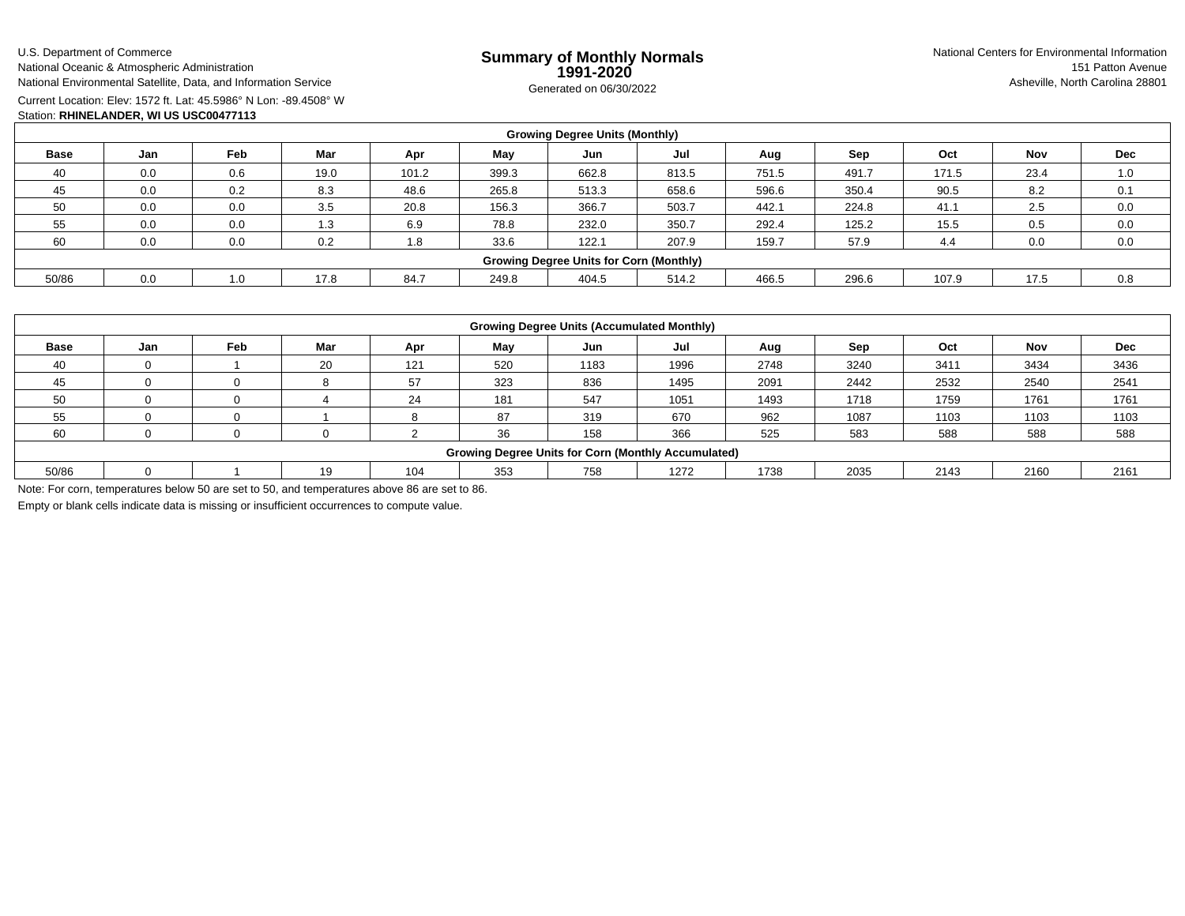U.S. Department of Commerce
National Oceanic & Atmospheric Administration
National Environmental Satellite, Data, and Information Service

# Summary of Monthly Normals 1991-2020

Generated on 06/30/2022

National Centers for Environmental Information
151 Patton Avenue
Asheville, North Carolina 28801

Current Location: Elev: 1572 ft. Lat: 45.5986° N Lon: -89.4508° W
Station: **RHINELANDER, WI US USC00477113**

| Growing Degree Units (Monthly) | | | | | | | | | | | | |
|---|---|---|---|---|---|---|---|---|---|---|---|---|
| **Base** | **Jan** | **Feb** | **Mar** | **Apr** | **May** | **Jun** | **Jul** | **Aug** | **Sep** | **Oct** | **Nov** | **Dec** |
| 40 | 0.0 | 0.6 | 19.0 | 101.2 | 399.3 | 662.8 | 813.5 | 751.5 | 491.7 | 171.5 | 23.4 | 1.0 |
| 45 | 0.0 | 0.2 | 8.3 | 48.6 | 265.8 | 513.3 | 658.6 | 596.6 | 350.4 | 90.5 | 8.2 | 0.1 |
| 50 | 0.0 | 0.0 | 3.5 | 20.8 | 156.3 | 366.7 | 503.7 | 442.1 | 224.8 | 41.1 | 2.5 | 0.0 |
| 55 | 0.0 | 0.0 | 1.3 | 6.9 | 78.8 | 232.0 | 350.7 | 292.4 | 125.2 | 15.5 | 0.5 | 0.0 |
| 60 | 0.0 | 0.0 | 0.2 | 1.8 | 33.6 | 122.1 | 207.9 | 159.7 | 57.9 | 4.4 | 0.0 | 0.0 |
| **Growing Degree Units for Corn (Monthly)** | | | | | | | | | | | | |
| 50/86 | 0.0 | 1.0 | 17.8 | 84.7 | 249.8 | 404.5 | 514.2 | 466.5 | 296.6 | 107.9 | 17.5 | 0.8 |

| Growing Degree Units (Accumulated Monthly) | | | | | | | | | | | | |
|---|---|---|---|---|---|---|---|---|---|---|---|---|
| **Base** | **Jan** | **Feb** | **Mar** | **Apr** | **May** | **Jun** | **Jul** | **Aug** | **Sep** | **Oct** | **Nov** | **Dec** |
| 40 | 0 | 1 | 20 | 121 | 520 | 1183 | 1996 | 2748 | 3240 | 3411 | 3434 | 3436 |
| 45 | 0 | 0 | 8 | 57 | 323 | 836 | 1495 | 2091 | 2442 | 2532 | 2540 | 2541 |
| 50 | 0 | 0 | 4 | 24 | 181 | 547 | 1051 | 1493 | 1718 | 1759 | 1761 | 1761 |
| 55 | 0 | 0 | 1 | 8 | 87 | 319 | 670 | 962 | 1087 | 1103 | 1103 | 1103 |
| 60 | 0 | 0 | 0 | 2 | 36 | 158 | 366 | 525 | 583 | 588 | 588 | 588 |
| **Growing Degree Units for Corn (Monthly Accumulated)** | | | | | | | | | | | | |
| 50/86 | 0 | 1 | 19 | 104 | 353 | 758 | 1272 | 1738 | 2035 | 2143 | 2160 | 2161 |

Note: For corn, temperatures below 50 are set to 50, and temperatures above 86 are set to 86.

Empty or blank cells indicate data is missing or insufficient occurrences to compute value.